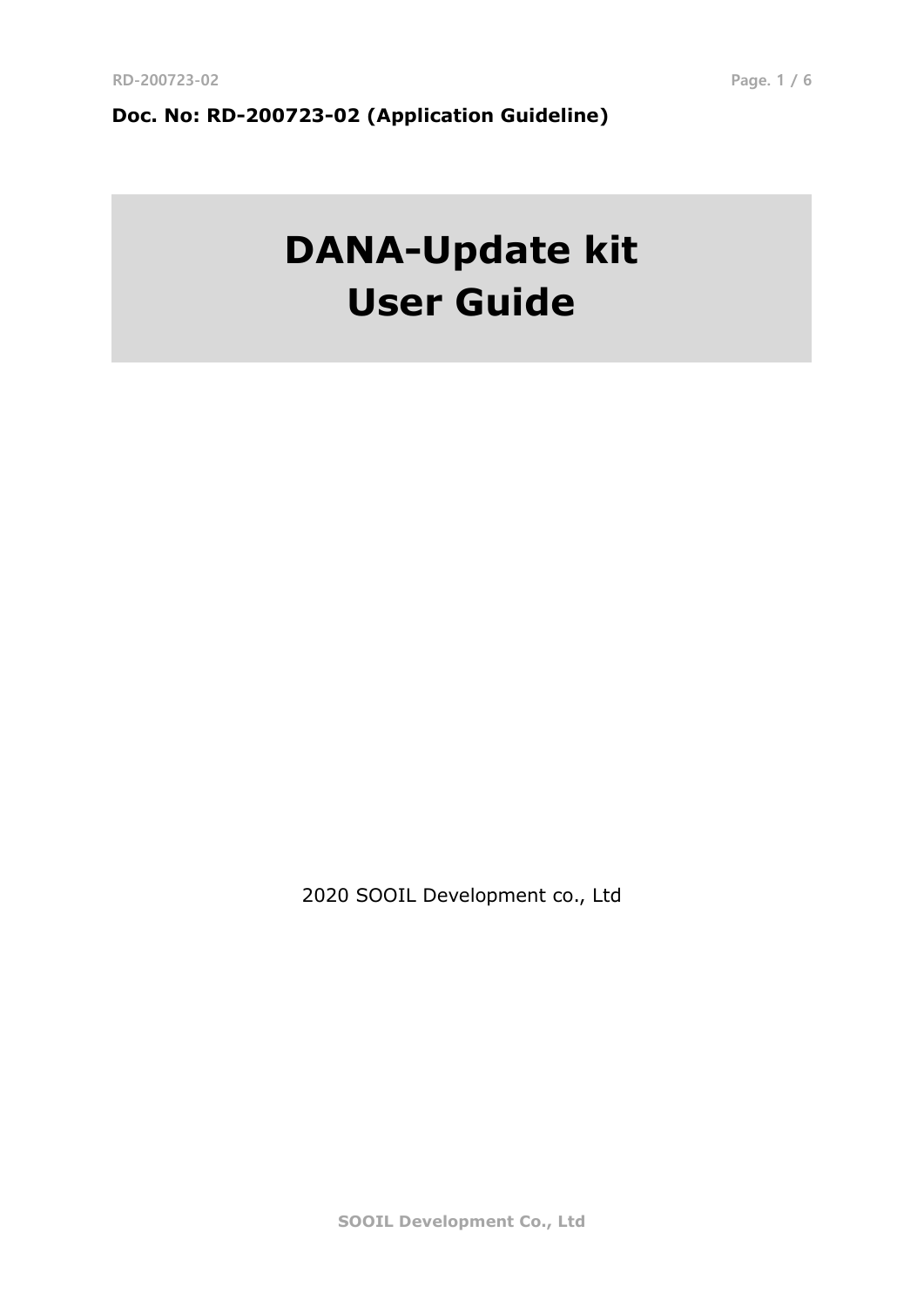**Doc. No: RD-200723-02 (Application Guideline)**

# DANA-Update kit
# User Guide

2020 SOOIL Development co., Ltd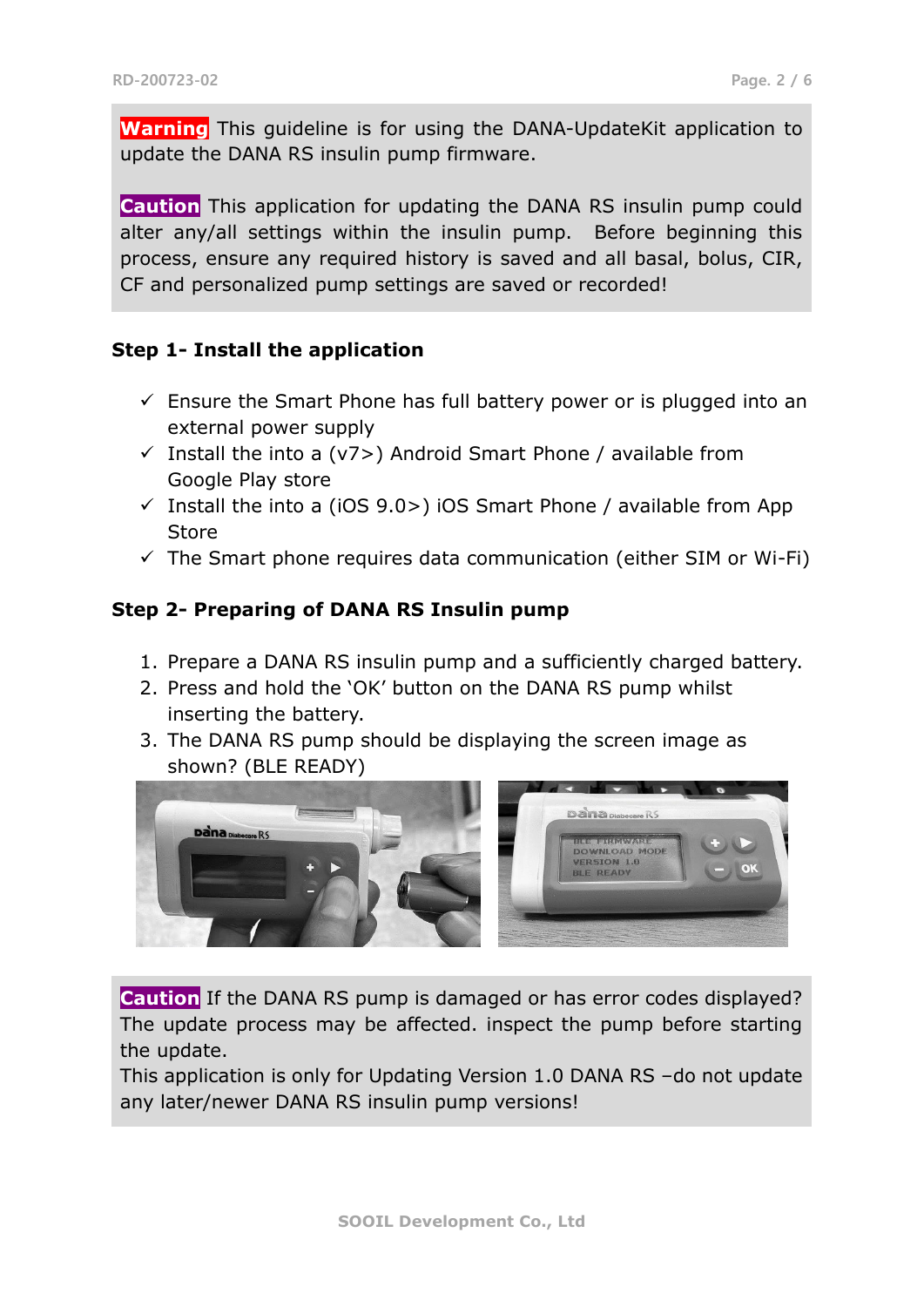**Warning** This guideline is for using the DANA-UpdateKit application to update the DANA RS insulin pump firmware.

**Caution** This application for updating the DANA RS insulin pump could alter any/all settings within the insulin pump. Before beginning this process, ensure any required history is saved and all basal, bolus, CIR, CF and personalized pump settings are saved or recorded!

### Step 1- Install the application

- ✓ Ensure the Smart Phone has full battery power or is plugged into an external power supply
- ✓ Install the into a (v7>) Android Smart Phone / available from Google Play store
- ✓ Install the into a (iOS 9.0>) iOS Smart Phone / available from App Store
- ✓ The Smart phone requires data communication (either SIM or Wi-Fi)

### Step 2- Preparing of DANA RS Insulin pump

1. Prepare a DANA RS insulin pump and a sufficiently charged battery.
2. Press and hold the 'OK' button on the DANA RS pump whilst inserting the battery.
3. The DANA RS pump should be displaying the screen image as shown? (BLE READY)

**Caution** If the DANA RS pump is damaged or has error codes displayed? The update process may be affected. inspect the pump before starting the update.
This application is only for Updating Version 1.0 DANA RS –do not update any later/newer DANA RS insulin pump versions!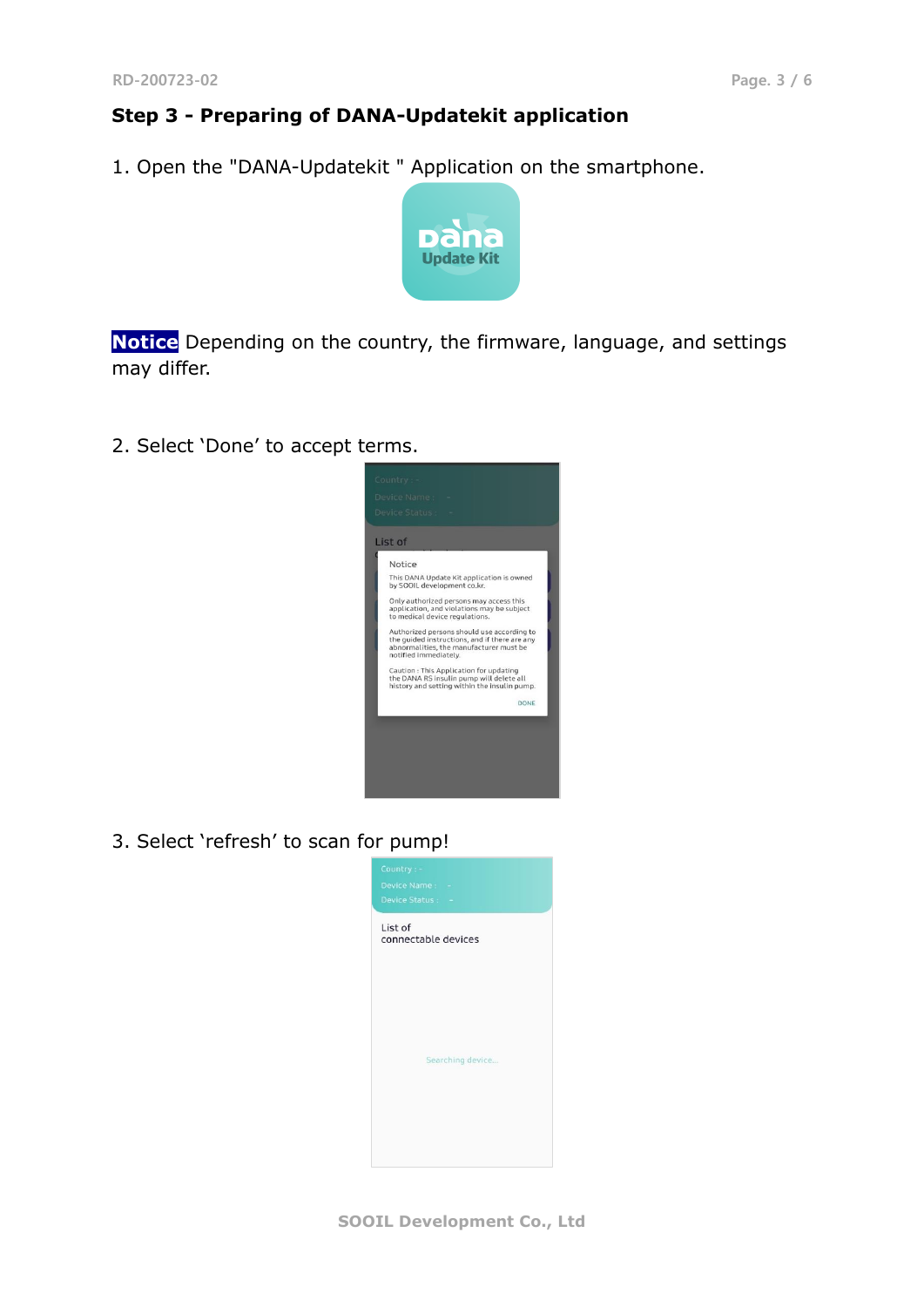## Step 3 - Preparing of DANA-Updatekit application

1. Open the "DANA-Updatekit " Application on the smartphone.

**Notice** Depending on the country, the firmware, language, and settings may differ.

2. Select 'Done' to accept terms.

3. Select 'refresh' to scan for pump!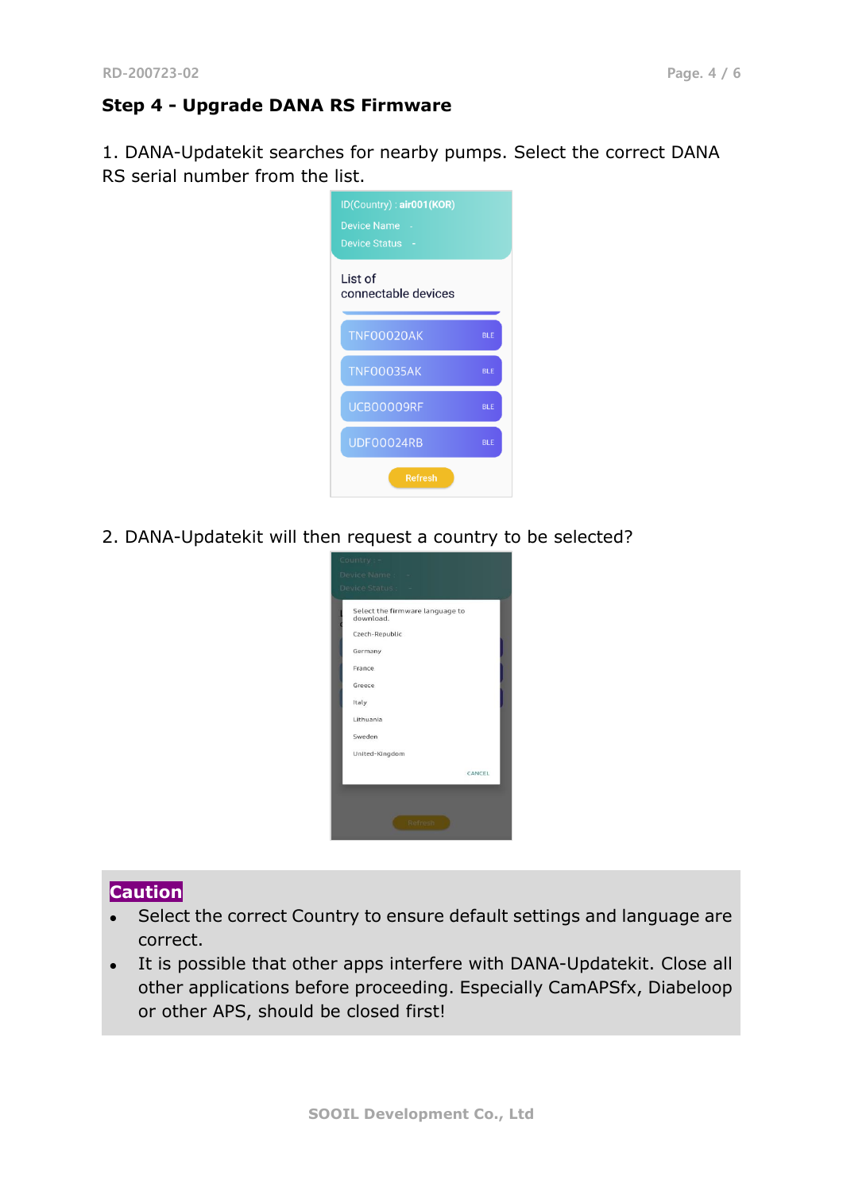## Step 4 - Upgrade DANA RS Firmware

1. DANA-Updatekit searches for nearby pumps. Select the correct DANA RS serial number from the list.

2. DANA-Updatekit will then request a country to be selected?

**Caution**

- Select the correct Country to ensure default settings and language are correct.
- It is possible that other apps interfere with DANA-Updatekit. Close all other applications before proceeding. Especially CamAPSfx, Diabeloop or other APS, should be closed first!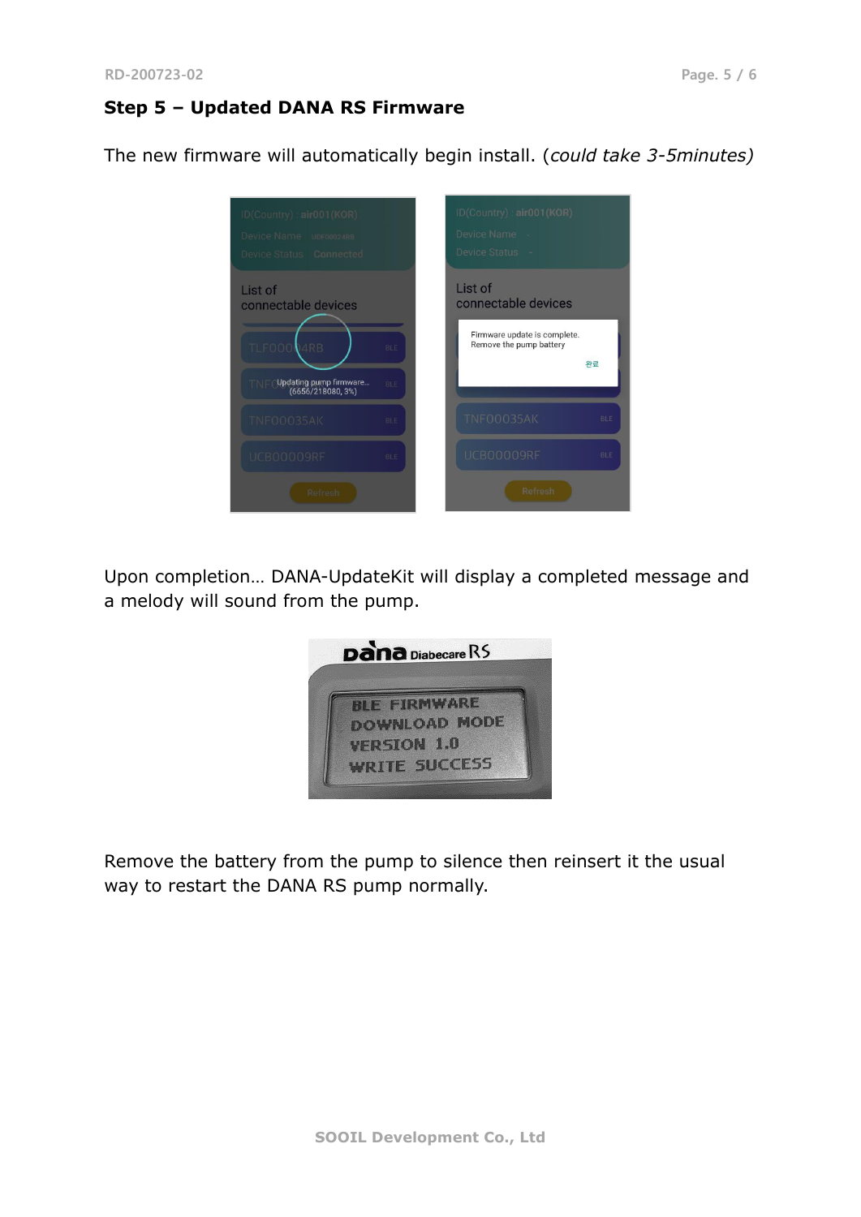## Step 5 – Updated DANA RS Firmware

The new firmware will automatically begin install. (*could take 3-5minutes)*

Upon completion… DANA-UpdateKit will display a completed message and a melody will sound from the pump.

Remove the battery from the pump to silence then reinsert it the usual way to restart the DANA RS pump normally.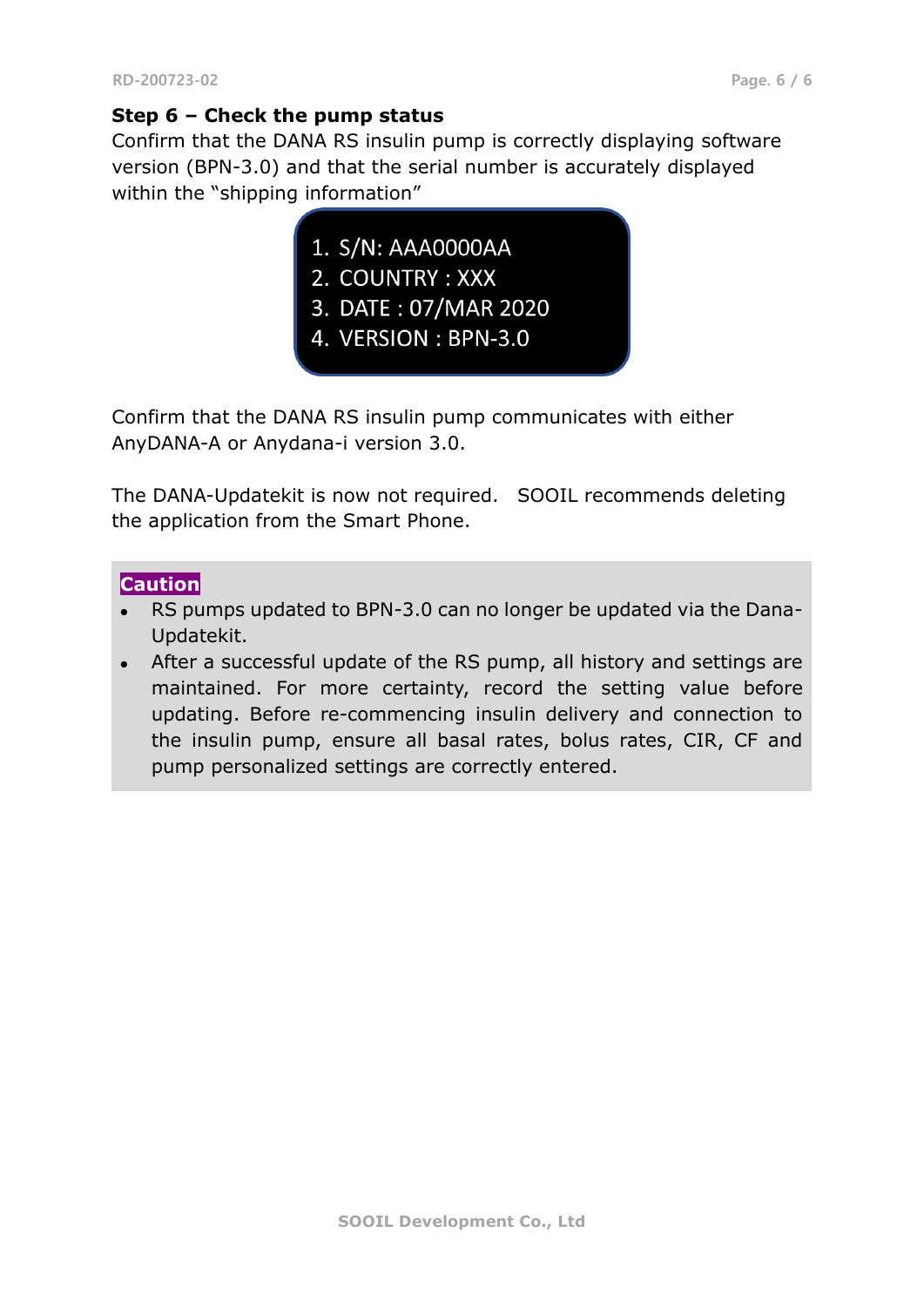**Step 6 – Check the pump status**

Confirm that the DANA RS insulin pump is correctly displaying software version (BPN-3.0) and that the serial number is accurately displayed within the "shipping information"

1. S/N: AAA0000AA
2. COUNTRY : XXX
3. DATE : 07/MAR 2020
4. VERSION : BPN-3.0

Confirm that the DANA RS insulin pump communicates with either AnyDANA-A or Anydana-i version 3.0.

The DANA-Updatekit is now not required.  SOOIL recommends deleting the application from the Smart Phone.

**Caution**

- RS pumps updated to BPN-3.0 can no longer be updated via the Dana-Updatekit.
- After a successful update of the RS pump, all history and settings are maintained. For more certainty, record the setting value before updating. Before re-commencing insulin delivery and connection to the insulin pump, ensure all basal rates, bolus rates, CIR, CF and pump personalized settings are correctly entered.